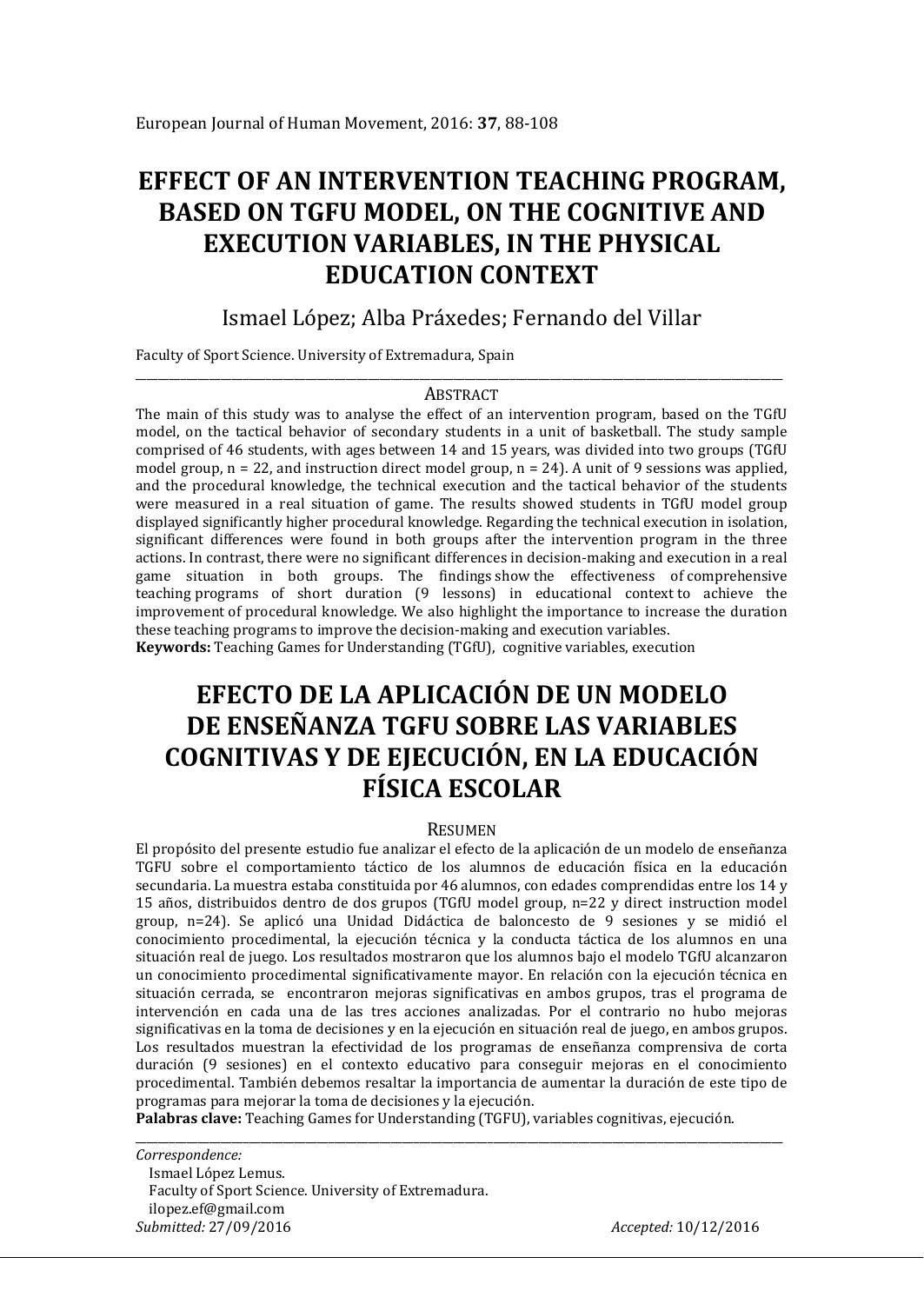European Journal of Human Movement, 2016: **37**, 88-108

# EFFECT OF AN INTERVENTION TEACHING PROGRAM, BASED ON TGFU MODEL, ON THE COGNITIVE AND EXECUTION VARIABLES, IN THE PHYSICAL EDUCATION CONTEXT

Ismael López; Alba Práxedes; Fernando del Villar

Faculty of Sport Science. University of Extremadura, Spain

---

## ABSTRACT

The main of this study was to analyse the effect of an intervention program, based on the TGfU model, on the tactical behavior of secondary students in a unit of basketball. The study sample comprised of 46 students, with ages between 14 and 15 years, was divided into two groups (TGfU model group, n = 22, and instruction direct model group, n = 24). A unit of 9 sessions was applied, and the procedural knowledge, the technical execution and the tactical behavior of the students were measured in a real situation of game. The results showed students in TGfU model group displayed significantly higher procedural knowledge. Regarding the technical execution in isolation, significant differences were found in both groups after the intervention program in the three actions. In contrast, there were no significant differences in decision-making and execution in a real game situation in both groups. The findings show the effectiveness of comprehensive teaching programs of short duration (9 lessons) in educational context to achieve the improvement of procedural knowledge. We also highlight the importance to increase the duration these teaching programs to improve the decision-making and execution variables.

**Keywords:** Teaching Games for Understanding (TGfU), cognitive variables, execution

# EFECTO DE LA APLICACIÓN DE UN MODELO DE ENSEÑANZA TGFU SOBRE LAS VARIABLES COGNITIVAS Y DE EJECUCIÓN, EN LA EDUCACIÓN FÍSICA ESCOLAR

## RESUMEN

El propósito del presente estudio fue analizar el efecto de la aplicación de un modelo de enseñanza TGFU sobre el comportamiento táctico de los alumnos de educación física en la educación secundaria. La muestra estaba constituida por 46 alumnos, con edades comprendidas entre los 14 y 15 años, distribuidos dentro de dos grupos (TGfU model group, n=22 y direct instruction model group, n=24). Se aplicó una Unidad Didáctica de baloncesto de 9 sesiones y se midió el conocimiento procedimental, la ejecución técnica y la conducta táctica de los alumnos en una situación real de juego. Los resultados mostraron que los alumnos bajo el modelo TGfU alcanzaron un conocimiento procedimental significativamente mayor. En relación con la ejecución técnica en situación cerrada, se encontraron mejoras significativas en ambos grupos, tras el programa de intervención en cada una de las tres acciones analizadas. Por el contrario no hubo mejoras significativas en la toma de decisiones y en la ejecución en situación real de juego, en ambos grupos. Los resultados muestran la efectividad de los programas de enseñanza comprensiva de corta duración (9 sesiones) en el contexto educativo para conseguir mejoras en el conocimiento procedimental. También debemos resaltar la importancia de aumentar la duración de este tipo de programas para mejorar la toma de decisiones y la ejecución.

**Palabras clave:** Teaching Games for Understanding (TGFU), variables cognitivas, ejecución.

---

*Correspondence:*
Ismael López Lemus.
Faculty of Sport Science. University of Extremadura.
ilopez.ef@gmail.com

*Submitted:* 27/09/2016 *Accepted:* 10/12/2016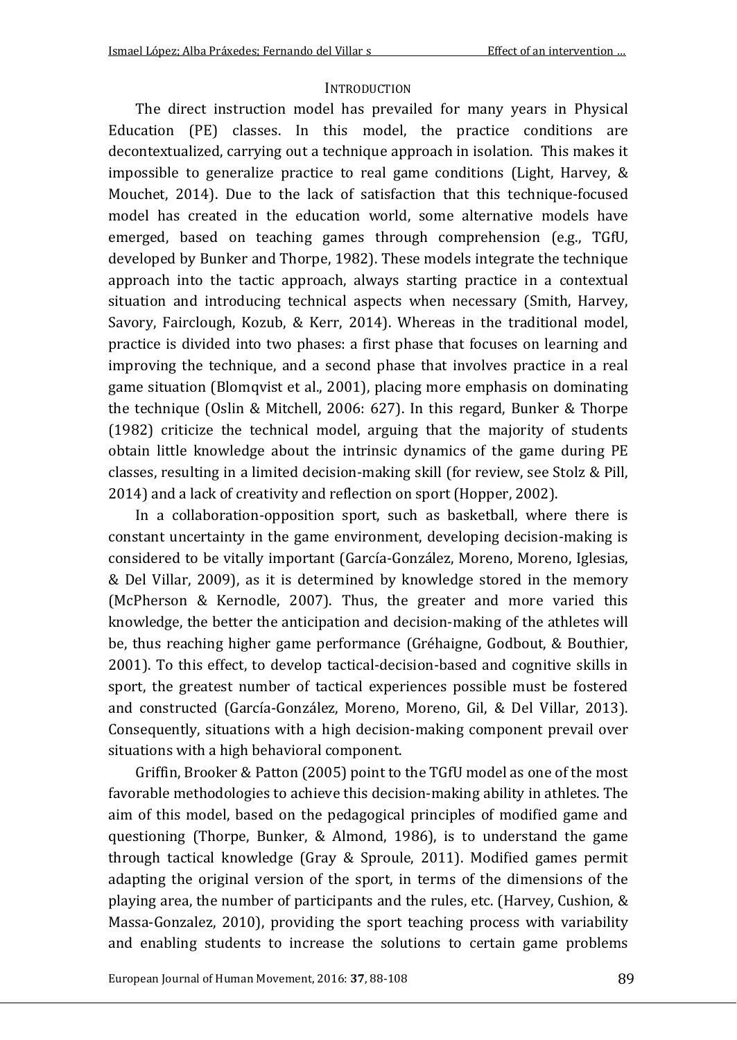## INTRODUCTION

The direct instruction model has prevailed for many years in Physical Education (PE) classes. In this model, the practice conditions are decontextualized, carrying out a technique approach in isolation. This makes it impossible to generalize practice to real game conditions (Light, Harvey, & Mouchet, 2014). Due to the lack of satisfaction that this technique-focused model has created in the education world, some alternative models have emerged, based on teaching games through comprehension (e.g., TGfU, developed by Bunker and Thorpe, 1982). These models integrate the technique approach into the tactic approach, always starting practice in a contextual situation and introducing technical aspects when necessary (Smith, Harvey, Savory, Fairclough, Kozub, & Kerr, 2014). Whereas in the traditional model, practice is divided into two phases: a first phase that focuses on learning and improving the technique, and a second phase that involves practice in a real game situation (Blomqvist et al., 2001), placing more emphasis on dominating the technique (Oslin & Mitchell, 2006: 627). In this regard, Bunker & Thorpe (1982) criticize the technical model, arguing that the majority of students obtain little knowledge about the intrinsic dynamics of the game during PE classes, resulting in a limited decision-making skill (for review, see Stolz & Pill, 2014) and a lack of creativity and reflection on sport (Hopper, 2002).

In a collaboration-opposition sport, such as basketball, where there is constant uncertainty in the game environment, developing decision-making is considered to be vitally important (García-González, Moreno, Moreno, Iglesias, & Del Villar, 2009), as it is determined by knowledge stored in the memory (McPherson & Kernodle, 2007). Thus, the greater and more varied this knowledge, the better the anticipation and decision-making of the athletes will be, thus reaching higher game performance (Gréhaigne, Godbout, & Bouthier, 2001). To this effect, to develop tactical-decision-based and cognitive skills in sport, the greatest number of tactical experiences possible must be fostered and constructed (García-González, Moreno, Moreno, Gil, & Del Villar, 2013). Consequently, situations with a high decision-making component prevail over situations with a high behavioral component.

Griffin, Brooker & Patton (2005) point to the TGfU model as one of the most favorable methodologies to achieve this decision-making ability in athletes. The aim of this model, based on the pedagogical principles of modified game and questioning (Thorpe, Bunker, & Almond, 1986), is to understand the game through tactical knowledge (Gray & Sproule, 2011). Modified games permit adapting the original version of the sport, in terms of the dimensions of the playing area, the number of participants and the rules, etc. (Harvey, Cushion, & Massa-Gonzalez, 2010), providing the sport teaching process with variability and enabling students to increase the solutions to certain game problems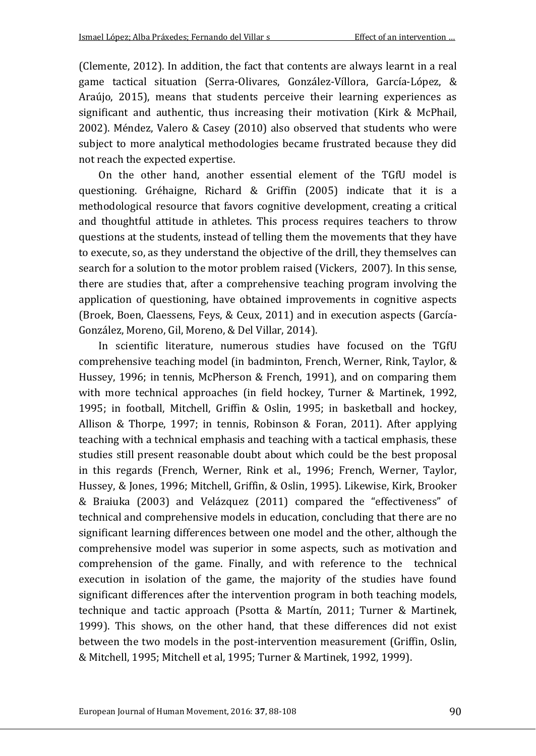(Clemente, 2012). In addition, the fact that contents are always learnt in a real game tactical situation (Serra-Olivares, González-Víllora, García-López, & Araújo, 2015), means that students perceive their learning experiences as significant and authentic, thus increasing their motivation (Kirk & McPhail, 2002). Méndez, Valero & Casey (2010) also observed that students who were subject to more analytical methodologies became frustrated because they did not reach the expected expertise.

On the other hand, another essential element of the TGfU model is questioning. Gréhaigne, Richard & Griffin (2005) indicate that it is a methodological resource that favors cognitive development, creating a critical and thoughtful attitude in athletes. This process requires teachers to throw questions at the students, instead of telling them the movements that they have to execute, so, as they understand the objective of the drill, they themselves can search for a solution to the motor problem raised (Vickers, 2007). In this sense, there are studies that, after a comprehensive teaching program involving the application of questioning, have obtained improvements in cognitive aspects (Broek, Boen, Claessens, Feys, & Ceux, 2011) and in execution aspects (García-González, Moreno, Gil, Moreno, & Del Villar, 2014).

In scientific literature, numerous studies have focused on the TGfU comprehensive teaching model (in badminton, French, Werner, Rink, Taylor, & Hussey, 1996; in tennis, McPherson & French, 1991), and on comparing them with more technical approaches (in field hockey, Turner & Martinek, 1992, 1995; in football, Mitchell, Griffin & Oslin, 1995; in basketball and hockey, Allison & Thorpe, 1997; in tennis, Robinson & Foran, 2011). After applying teaching with a technical emphasis and teaching with a tactical emphasis, these studies still present reasonable doubt about which could be the best proposal in this regards (French, Werner, Rink et al., 1996; French, Werner, Taylor, Hussey, & Jones, 1996; Mitchell, Griffin, & Oslin, 1995). Likewise, Kirk, Brooker & Braiuka (2003) and Velázquez (2011) compared the "effectiveness" of technical and comprehensive models in education, concluding that there are no significant learning differences between one model and the other, although the comprehensive model was superior in some aspects, such as motivation and comprehension of the game. Finally, and with reference to the technical execution in isolation of the game, the majority of the studies have found significant differences after the intervention program in both teaching models, technique and tactic approach (Psotta & Martín, 2011; Turner & Martinek, 1999). This shows, on the other hand, that these differences did not exist between the two models in the post-intervention measurement (Griffin, Oslin, & Mitchell, 1995; Mitchell et al, 1995; Turner & Martinek, 1992, 1999).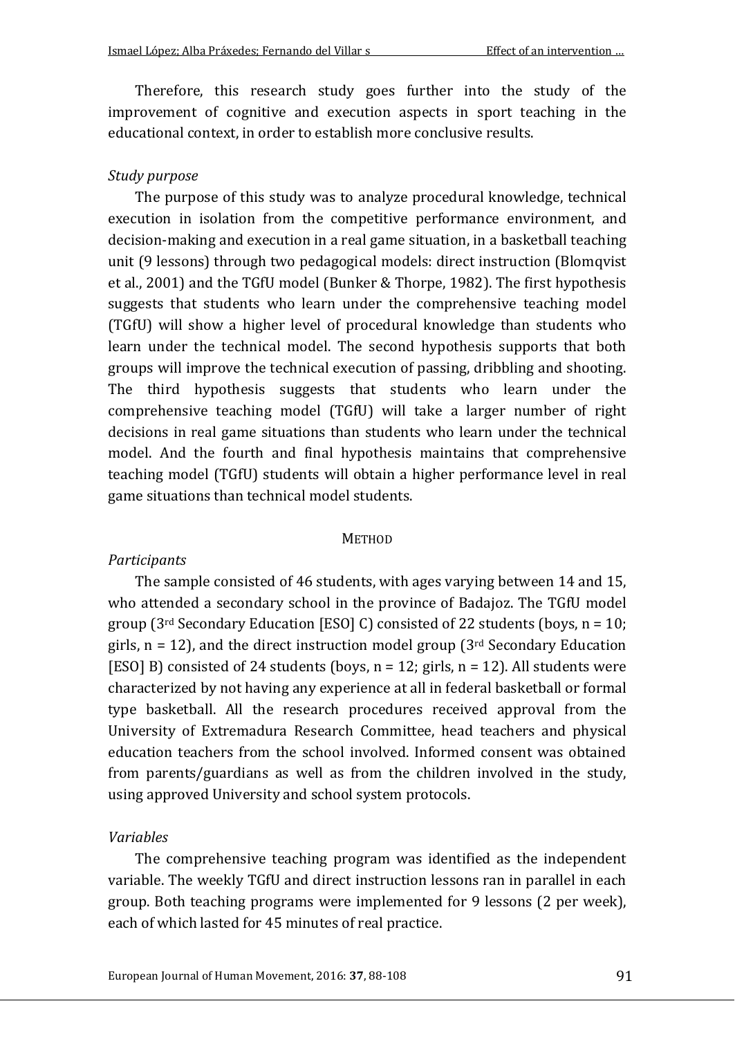Therefore, this research study goes further into the study of the improvement of cognitive and execution aspects in sport teaching in the educational context, in order to establish more conclusive results.

*Study purpose*

The purpose of this study was to analyze procedural knowledge, technical execution in isolation from the competitive performance environment, and decision-making and execution in a real game situation, in a basketball teaching unit (9 lessons) through two pedagogical models: direct instruction (Blomqvist et al., 2001) and the TGfU model (Bunker & Thorpe, 1982). The first hypothesis suggests that students who learn under the comprehensive teaching model (TGfU) will show a higher level of procedural knowledge than students who learn under the technical model. The second hypothesis supports that both groups will improve the technical execution of passing, dribbling and shooting. The third hypothesis suggests that students who learn under the comprehensive teaching model (TGfU) will take a larger number of right decisions in real game situations than students who learn under the technical model. And the fourth and final hypothesis maintains that comprehensive teaching model (TGfU) students will obtain a higher performance level in real game situations than technical model students.

## METHOD

*Participants*

The sample consisted of 46 students, with ages varying between 14 and 15, who attended a secondary school in the province of Badajoz. The TGfU model group (3rd Secondary Education [ESO] C) consisted of 22 students (boys, n = 10; girls, n = 12), and the direct instruction model group (3rd Secondary Education [ESO] B) consisted of 24 students (boys, n = 12; girls, n = 12). All students were characterized by not having any experience at all in federal basketball or formal type basketball. All the research procedures received approval from the University of Extremadura Research Committee, head teachers and physical education teachers from the school involved. Informed consent was obtained from parents/guardians as well as from the children involved in the study, using approved University and school system protocols.

*Variables*

The comprehensive teaching program was identified as the independent variable. The weekly TGfU and direct instruction lessons ran in parallel in each group. Both teaching programs were implemented for 9 lessons (2 per week), each of which lasted for 45 minutes of real practice.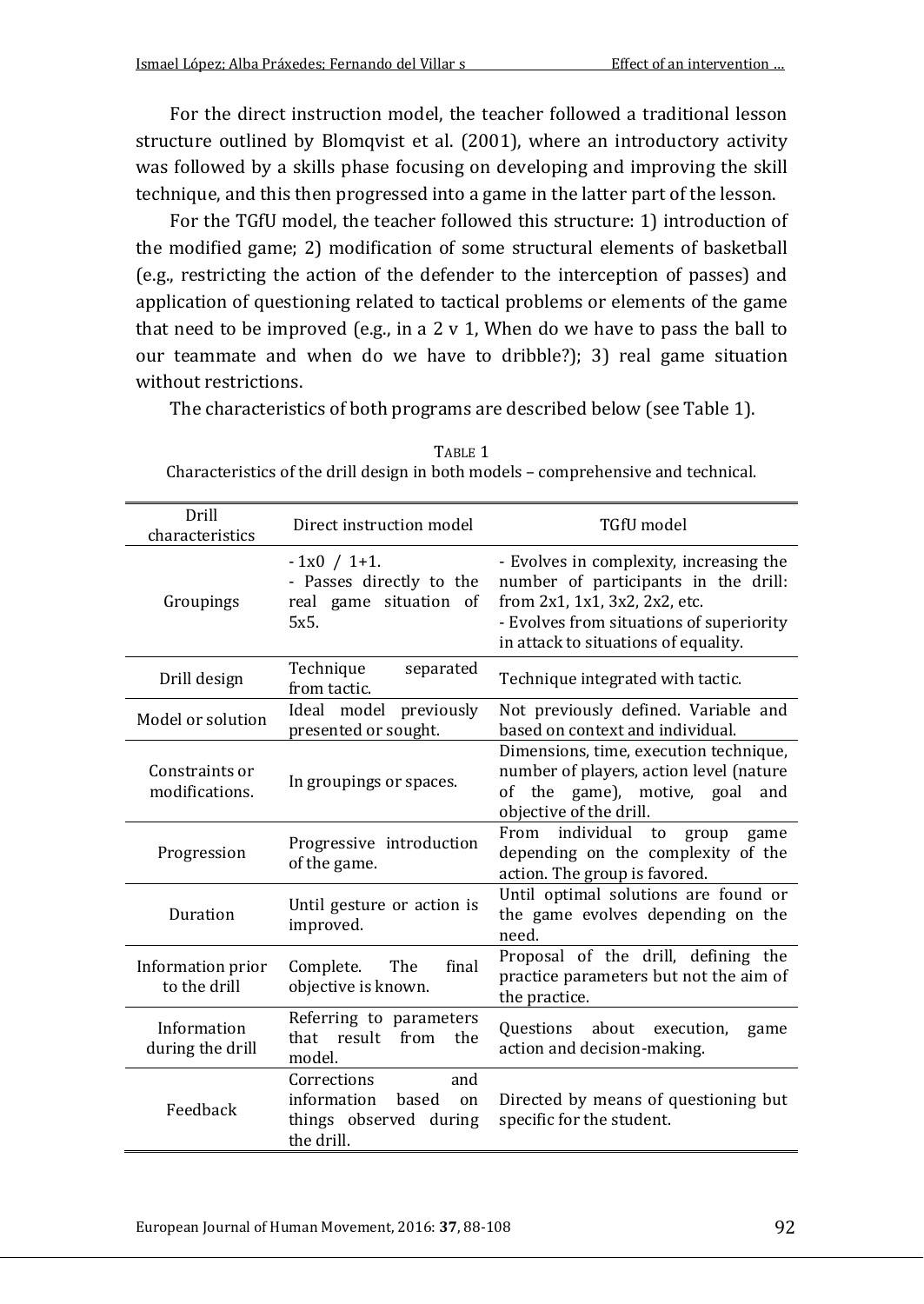For the direct instruction model, the teacher followed a traditional lesson structure outlined by Blomqvist et al. (2001), where an introductory activity was followed by a skills phase focusing on developing and improving the skill technique, and this then progressed into a game in the latter part of the lesson.

For the TGfU model, the teacher followed this structure: 1) introduction of the modified game; 2) modification of some structural elements of basketball (e.g., restricting the action of the defender to the interception of passes) and application of questioning related to tactical problems or elements of the game that need to be improved (e.g., in a 2 v 1, When do we have to pass the ball to our teammate and when do we have to dribble?); 3) real game situation without restrictions.

The characteristics of both programs are described below (see Table 1).

TABLE 1
Characteristics of the drill design in both models – comprehensive and technical.

| Drill characteristics | Direct instruction model | TGfU model |
|---|---|---|
| Groupings | - 1x0 / 1+1.<br>- Passes directly to the real game situation of 5x5. | - Evolves in complexity, increasing the number of participants in the drill: from 2x1, 1x1, 3x2, 2x2, etc.<br>- Evolves from situations of superiority in attack to situations of equality. |
| Drill design | Technique separated from tactic. | Technique integrated with tactic. |
| Model or solution | Ideal model previously presented or sought. | Not previously defined. Variable and based on context and individual. |
| Constraints or modifications. | In groupings or spaces. | Dimensions, time, execution technique, number of players, action level (nature of the game), motive, goal and objective of the drill. |
| Progression | Progressive introduction of the game. | From individual to group game depending on the complexity of the action. The group is favored. |
| Duration | Until gesture or action is improved. | Until optimal solutions are found or the game evolves depending on the need. |
| Information prior to the drill | Complete. The final objective is known. | Proposal of the drill, defining the practice parameters but not the aim of the practice. |
| Information during the drill | Referring to parameters that result from the model. | Questions about execution, game action and decision-making. |
| Feedback | Corrections and information based on things observed during the drill. | Directed by means of questioning but specific for the student. |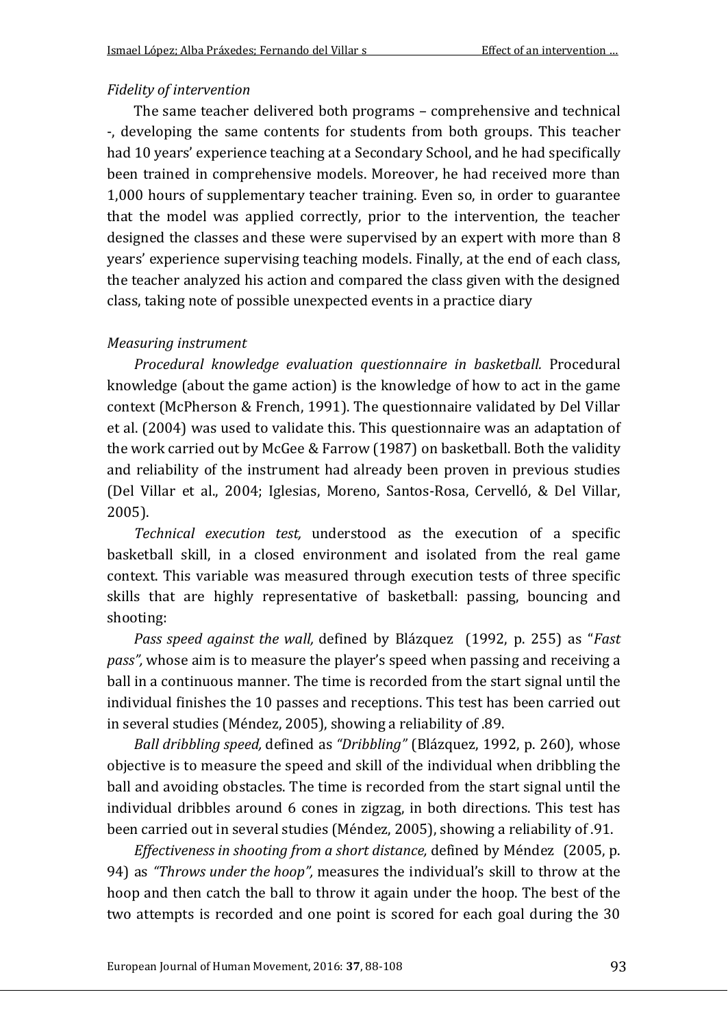*Fidelity of intervention*

The same teacher delivered both programs – comprehensive and technical -, developing the same contents for students from both groups. This teacher had 10 years' experience teaching at a Secondary School, and he had specifically been trained in comprehensive models. Moreover, he had received more than 1,000 hours of supplementary teacher training. Even so, in order to guarantee that the model was applied correctly, prior to the intervention, the teacher designed the classes and these were supervised by an expert with more than 8 years' experience supervising teaching models. Finally, at the end of each class, the teacher analyzed his action and compared the class given with the designed class, taking note of possible unexpected events in a practice diary

*Measuring instrument*

*Procedural knowledge evaluation questionnaire in basketball.* Procedural knowledge (about the game action) is the knowledge of how to act in the game context (McPherson & French, 1991). The questionnaire validated by Del Villar et al. (2004) was used to validate this. This questionnaire was an adaptation of the work carried out by McGee & Farrow (1987) on basketball. Both the validity and reliability of the instrument had already been proven in previous studies (Del Villar et al., 2004; Iglesias, Moreno, Santos-Rosa, Cervelló, & Del Villar, 2005).

*Technical execution test,* understood as the execution of a specific basketball skill, in a closed environment and isolated from the real game context. This variable was measured through execution tests of three specific skills that are highly representative of basketball: passing, bouncing and shooting:

*Pass speed against the wall,* defined by Blázquez (1992, p. 255) as "*Fast pass",* whose aim is to measure the player's speed when passing and receiving a ball in a continuous manner. The time is recorded from the start signal until the individual finishes the 10 passes and receptions. This test has been carried out in several studies (Méndez, 2005), showing a reliability of .89.

*Ball dribbling speed,* defined as *"Dribbling"* (Blázquez, 1992, p. 260), whose objective is to measure the speed and skill of the individual when dribbling the ball and avoiding obstacles. The time is recorded from the start signal until the individual dribbles around 6 cones in zigzag, in both directions. This test has been carried out in several studies (Méndez, 2005), showing a reliability of .91.

*Effectiveness in shooting from a short distance,* defined by Méndez (2005, p. 94) as *"Throws under the hoop",* measures the individual's skill to throw at the hoop and then catch the ball to throw it again under the hoop. The best of the two attempts is recorded and one point is scored for each goal during the 30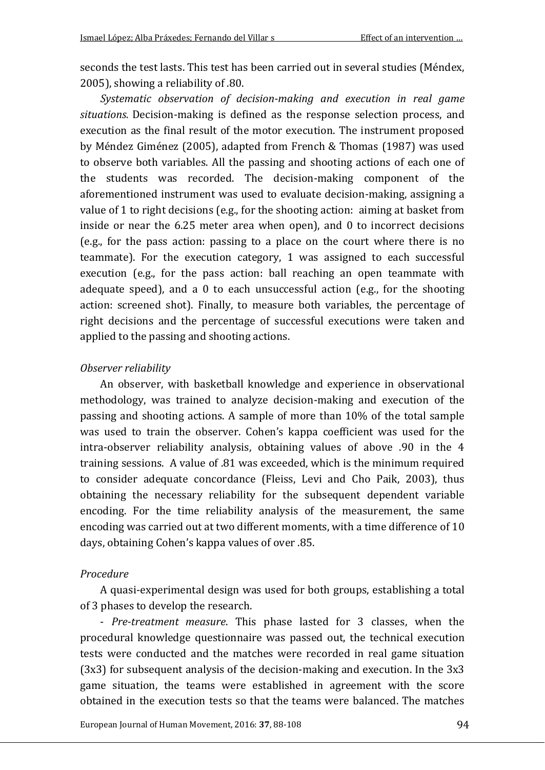seconds the test lasts. This test has been carried out in several studies (Méndex, 2005), showing a reliability of .80.

*Systematic observation of decision-making and execution in real game situations.* Decision-making is defined as the response selection process, and execution as the final result of the motor execution. The instrument proposed by Méndez Giménez (2005), adapted from French & Thomas (1987) was used to observe both variables. All the passing and shooting actions of each one of the students was recorded. The decision-making component of the aforementioned instrument was used to evaluate decision-making, assigning a value of 1 to right decisions (e.g., for the shooting action: aiming at basket from inside or near the 6.25 meter area when open), and 0 to incorrect decisions (e.g., for the pass action: passing to a place on the court where there is no teammate). For the execution category, 1 was assigned to each successful execution (e.g., for the pass action: ball reaching an open teammate with adequate speed), and a 0 to each unsuccessful action (e.g., for the shooting action: screened shot). Finally, to measure both variables, the percentage of right decisions and the percentage of successful executions were taken and applied to the passing and shooting actions.

*Observer reliability*

An observer, with basketball knowledge and experience in observational methodology, was trained to analyze decision-making and execution of the passing and shooting actions. A sample of more than 10% of the total sample was used to train the observer. Cohen's kappa coefficient was used for the intra-observer reliability analysis, obtaining values of above .90 in the 4 training sessions. A value of .81 was exceeded, which is the minimum required to consider adequate concordance (Fleiss, Levi and Cho Paik, 2003), thus obtaining the necessary reliability for the subsequent dependent variable encoding. For the time reliability analysis of the measurement, the same encoding was carried out at two different moments, with a time difference of 10 days, obtaining Cohen's kappa values of over .85.

*Procedure*

A quasi-experimental design was used for both groups, establishing a total of 3 phases to develop the research.

- *Pre-treatment measure*. This phase lasted for 3 classes, when the procedural knowledge questionnaire was passed out, the technical execution tests were conducted and the matches were recorded in real game situation (3x3) for subsequent analysis of the decision-making and execution. In the 3x3 game situation, the teams were established in agreement with the score obtained in the execution tests so that the teams were balanced. The matches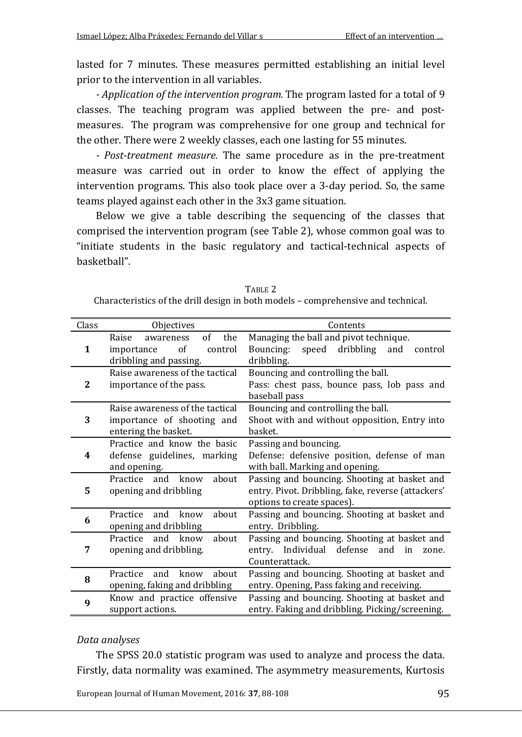lasted for 7 minutes. These measures permitted establishing an initial level prior to the intervention in all variables.

- *Application of the intervention program.* The program lasted for a total of 9 classes. The teaching program was applied between the pre- and post-measures. The program was comprehensive for one group and technical for the other. There were 2 weekly classes, each one lasting for 55 minutes.

- *Post-treatment measure.* The same procedure as in the pre-treatment measure was carried out in order to know the effect of applying the intervention programs. This also took place over a 3-day period. So, the same teams played against each other in the 3x3 game situation.

Below we give a table describing the sequencing of the classes that comprised the intervention program (see Table 2), whose common goal was to "initiate students in the basic regulatory and tactical-technical aspects of basketball".

TABLE 2
Characteristics of the drill design in both models – comprehensive and technical.

| Class | Objectives | Contents |
|---|---|---|
| 1 | Raise awareness of the importance of control dribbling and passing. | Managing the ball and pivot technique. Bouncing: speed dribbling and control dribbling. |
| 2 | Raise awareness of the tactical importance of the pass. | Bouncing and controlling the ball. Pass: chest pass, bounce pass, lob pass and baseball pass |
| 3 | Raise awareness of the tactical importance of shooting and entering the basket. | Bouncing and controlling the ball. Shoot with and without opposition, Entry into basket. |
| 4 | Practice and know the basic defense guidelines, marking and opening. | Passing and bouncing. Defense: defensive position, defense of man with ball. Marking and opening. |
| 5 | Practice and know about opening and dribbling | Passing and bouncing. Shooting at basket and entry. Pivot. Dribbling, fake, reverse (attackers' options to create spaces). |
| 6 | Practice and know about opening and dribbling | Passing and bouncing. Shooting at basket and entry. Dribbling. |
| 7 | Practice and know about opening and dribbling. | Passing and bouncing. Shooting at basket and entry. Individual defense and in zone. Counterattack. |
| 8 | Practice and know about opening, faking and dribbling | Passing and bouncing. Shooting at basket and entry. Opening, Pass faking and receiving. |
| 9 | Know and practice offensive support actions. | Passing and bouncing. Shooting at basket and entry. Faking and dribbling. Picking/screening. |

*Data analyses*

The SPSS 20.0 statistic program was used to analyze and process the data. Firstly, data normality was examined. The asymmetry measurements, Kurtosis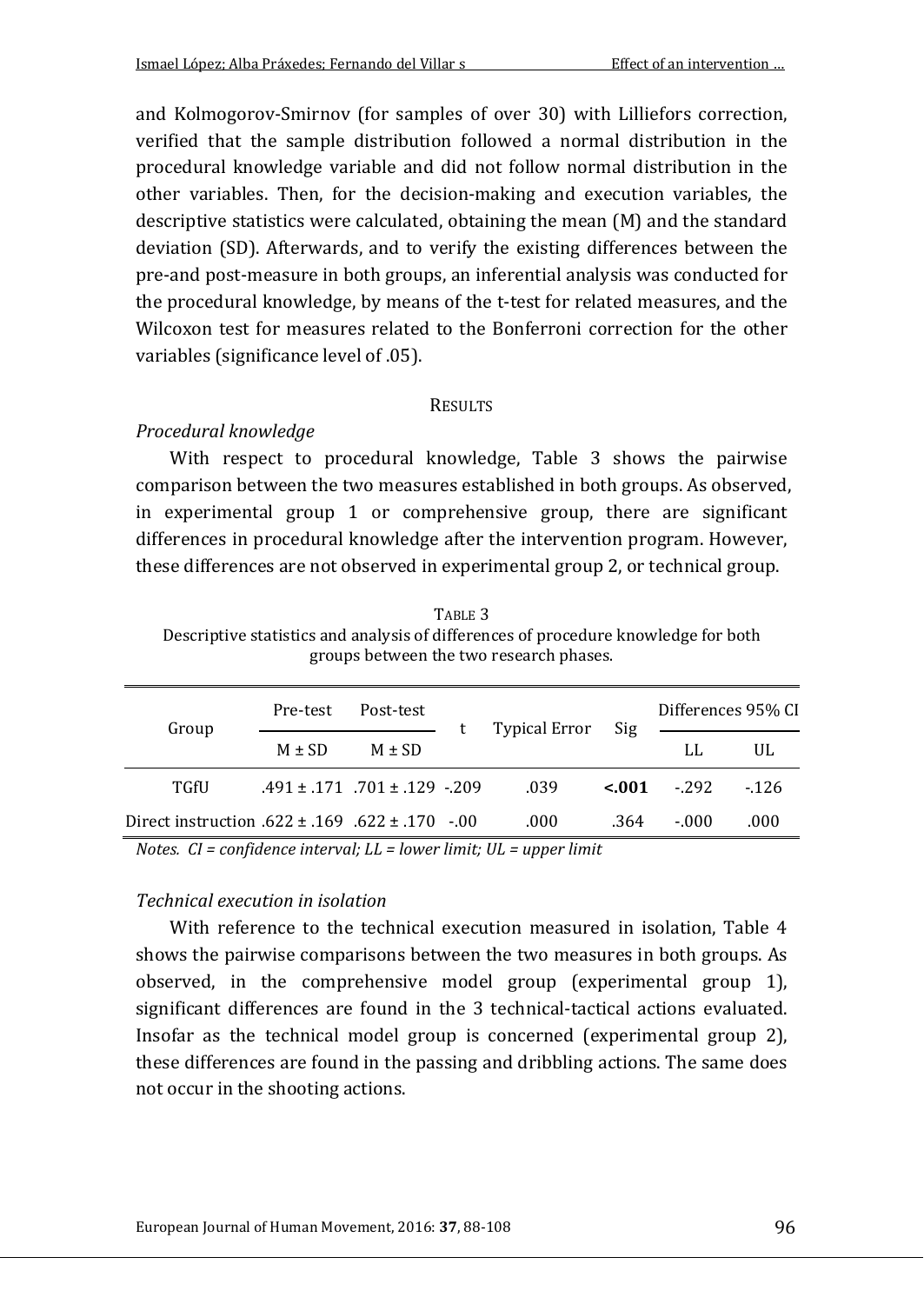and Kolmogorov-Smirnov (for samples of over 30) with Lilliefors correction, verified that the sample distribution followed a normal distribution in the procedural knowledge variable and did not follow normal distribution in the other variables. Then, for the decision-making and execution variables, the descriptive statistics were calculated, obtaining the mean (M) and the standard deviation (SD). Afterwards, and to verify the existing differences between the pre-and post-measure in both groups, an inferential analysis was conducted for the procedural knowledge, by means of the t-test for related measures, and the Wilcoxon test for measures related to the Bonferroni correction for the other variables (significance level of .05).

## RESULTS

### *Procedural knowledge*

With respect to procedural knowledge, Table 3 shows the pairwise comparison between the two measures established in both groups. As observed, in experimental group 1 or comprehensive group, there are significant differences in procedural knowledge after the intervention program. However, these differences are not observed in experimental group 2, or technical group.

TABLE 3
Descriptive statistics and analysis of differences of procedure knowledge for both groups between the two research phases.

| Group | Pre-test | Post-test | t | Typical Error | Sig | Differences 95% CI | |
|---|---|---|---|---|---|---|---|
| | M ± SD | M ± SD | | | | LL | UL |
| TGfU | .491 ± .171 | .701 ± .129 | -.209 | .039 | **<.001** | -.292 | -.126 |
| Direct instruction | .622 ± .169 | .622 ± .170 | -.00 | .000 | .364 | -.000 | .000 |

*Notes. CI = confidence interval; LL = lower limit; UL = upper limit*

### *Technical execution in isolation*

With reference to the technical execution measured in isolation, Table 4 shows the pairwise comparisons between the two measures in both groups. As observed, in the comprehensive model group (experimental group 1), significant differences are found in the 3 technical-tactical actions evaluated. Insofar as the technical model group is concerned (experimental group 2), these differences are found in the passing and dribbling actions. The same does not occur in the shooting actions.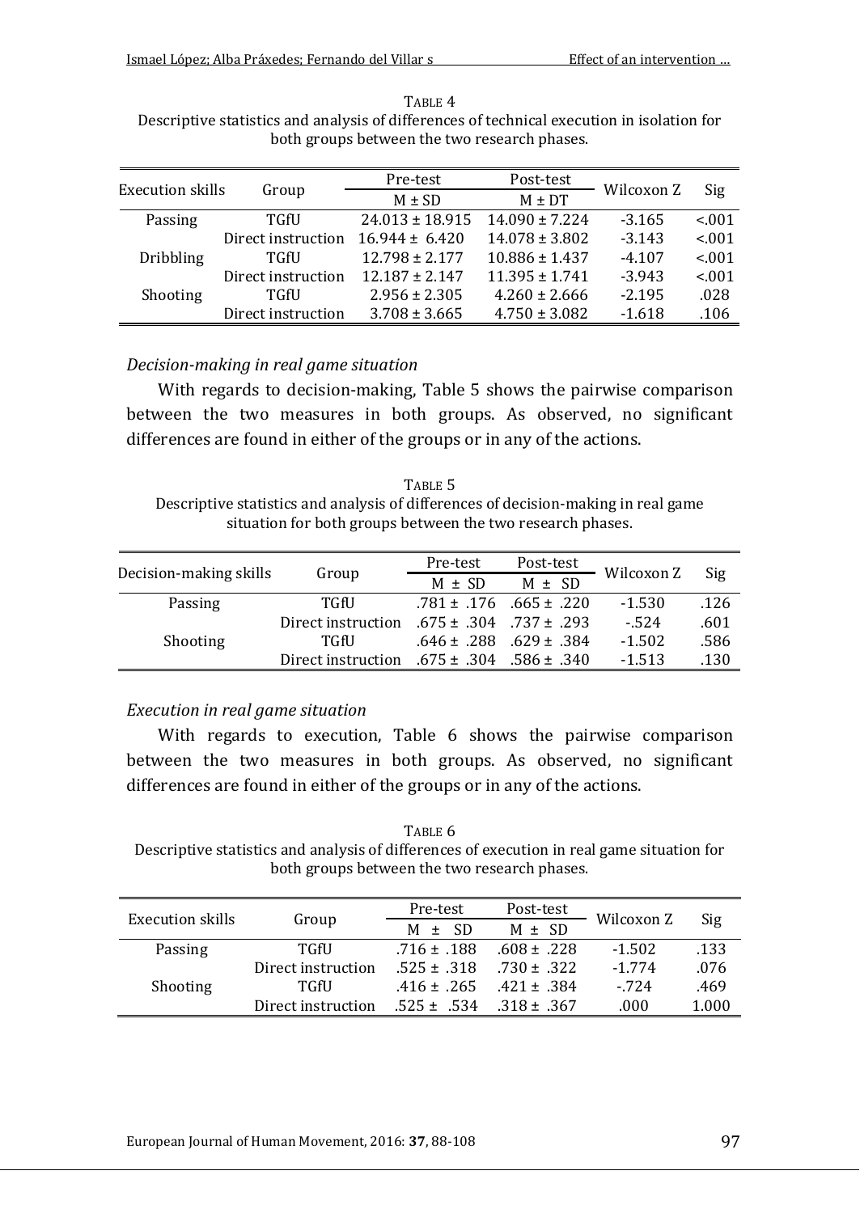TABLE 4
Descriptive statistics and analysis of differences of technical execution in isolation for both groups between the two research phases.

| Execution skills | Group | Pre-test | Post-test | Wilcoxon Z | Sig |
|---|---|---|---|---|---|
| | | M ± SD | M ± DT | | |
| Passing | TGfU | 24.013 ± 18.915 | 14.090 ± 7.224 | -3.165 | <.001 |
| | Direct instruction | 16.944 ± 6.420 | 14.078 ± 3.802 | -3.143 | <.001 |
| Dribbling | TGfU | 12.798 ± 2.177 | 10.886 ± 1.437 | -4.107 | <.001 |
| | Direct instruction | 12.187 ± 2.147 | 11.395 ± 1.741 | -3.943 | <.001 |
| Shooting | TGfU | 2.956 ± 2.305 | 4.260 ± 2.666 | -2.195 | .028 |
| | Direct instruction | 3.708 ± 3.665 | 4.750 ± 3.082 | -1.618 | .106 |

*Decision-making in real game situation*

With regards to decision-making, Table 5 shows the pairwise comparison between the two measures in both groups. As observed, no significant differences are found in either of the groups or in any of the actions.

TABLE 5
Descriptive statistics and analysis of differences of decision-making in real game situation for both groups between the two research phases.

| Decision-making skills | Group | Pre-test | Post-test | Wilcoxon Z | Sig |
|---|---|---|---|---|---|
| | | M ± SD | M ± SD | | |
| Passing | TGfU | .781 ± .176 | .665 ± .220 | -1.530 | .126 |
| | Direct instruction | .675 ± .304 | .737 ± .293 | -.524 | .601 |
| Shooting | TGfU | .646 ± .288 | .629 ± .384 | -1.502 | .586 |
| | Direct instruction | .675 ± .304 | .586 ± .340 | -1.513 | .130 |

*Execution in real game situation*

With regards to execution, Table 6 shows the pairwise comparison between the two measures in both groups. As observed, no significant differences are found in either of the groups or in any of the actions.

TABLE 6
Descriptive statistics and analysis of differences of execution in real game situation for both groups between the two research phases.

| Execution skills | Group | Pre-test | Post-test | Wilcoxon Z | Sig |
|---|---|---|---|---|---|
| | | M ± SD | M ± SD | | |
| Passing | TGfU | .716 ± .188 | .608 ± .228 | -1.502 | .133 |
| | Direct instruction | .525 ± .318 | .730 ± .322 | -1.774 | .076 |
| Shooting | TGfU | .416 ± .265 | .421 ± .384 | -.724 | .469 |
| | Direct instruction | .525 ± .534 | .318 ± .367 | .000 | 1.000 |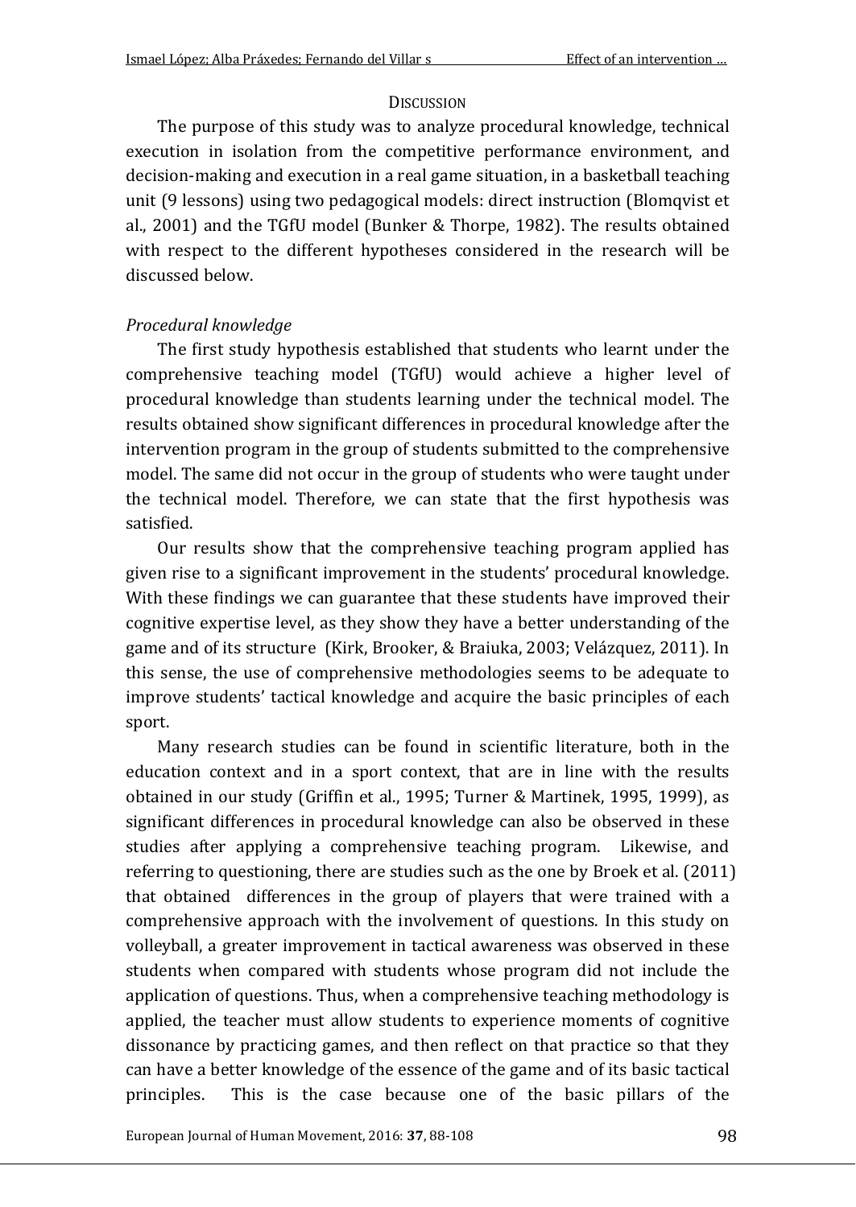## Discussion

The purpose of this study was to analyze procedural knowledge, technical execution in isolation from the competitive performance environment, and decision-making and execution in a real game situation, in a basketball teaching unit (9 lessons) using two pedagogical models: direct instruction (Blomqvist et al., 2001) and the TGfU model (Bunker & Thorpe, 1982). The results obtained with respect to the different hypotheses considered in the research will be discussed below.

*Procedural knowledge*

The first study hypothesis established that students who learnt under the comprehensive teaching model (TGfU) would achieve a higher level of procedural knowledge than students learning under the technical model. The results obtained show significant differences in procedural knowledge after the intervention program in the group of students submitted to the comprehensive model. The same did not occur in the group of students who were taught under the technical model. Therefore, we can state that the first hypothesis was satisfied.

Our results show that the comprehensive teaching program applied has given rise to a significant improvement in the students' procedural knowledge. With these findings we can guarantee that these students have improved their cognitive expertise level, as they show they have a better understanding of the game and of its structure (Kirk, Brooker, & Braiuka, 2003; Velázquez, 2011). In this sense, the use of comprehensive methodologies seems to be adequate to improve students' tactical knowledge and acquire the basic principles of each sport.

Many research studies can be found in scientific literature, both in the education context and in a sport context, that are in line with the results obtained in our study (Griffin et al., 1995; Turner & Martinek, 1995, 1999), as significant differences in procedural knowledge can also be observed in these studies after applying a comprehensive teaching program. Likewise, and referring to questioning, there are studies such as the one by Broek et al. (2011) that obtained differences in the group of players that were trained with a comprehensive approach with the involvement of questions. In this study on volleyball, a greater improvement in tactical awareness was observed in these students when compared with students whose program did not include the application of questions. Thus, when a comprehensive teaching methodology is applied, the teacher must allow students to experience moments of cognitive dissonance by practicing games, and then reflect on that practice so that they can have a better knowledge of the essence of the game and of its basic tactical principles. This is the case because one of the basic pillars of the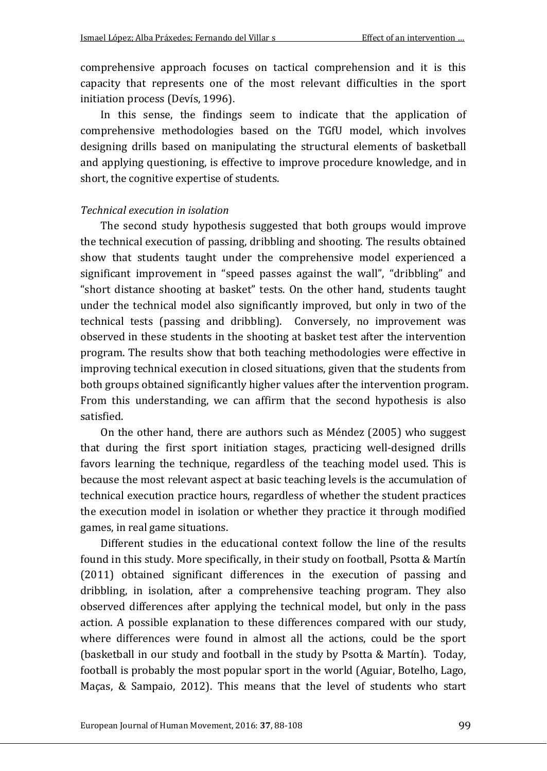comprehensive approach focuses on tactical comprehension and it is this capacity that represents one of the most relevant difficulties in the sport initiation process (Devís, 1996).

In this sense, the findings seem to indicate that the application of comprehensive methodologies based on the TGfU model, which involves designing drills based on manipulating the structural elements of basketball and applying questioning, is effective to improve procedure knowledge, and in short, the cognitive expertise of students.

*Technical execution in isolation*

The second study hypothesis suggested that both groups would improve the technical execution of passing, dribbling and shooting. The results obtained show that students taught under the comprehensive model experienced a significant improvement in "speed passes against the wall", "dribbling" and "short distance shooting at basket" tests. On the other hand, students taught under the technical model also significantly improved, but only in two of the technical tests (passing and dribbling). Conversely, no improvement was observed in these students in the shooting at basket test after the intervention program. The results show that both teaching methodologies were effective in improving technical execution in closed situations, given that the students from both groups obtained significantly higher values after the intervention program. From this understanding, we can affirm that the second hypothesis is also satisfied.

On the other hand, there are authors such as Méndez (2005) who suggest that during the first sport initiation stages, practicing well-designed drills favors learning the technique, regardless of the teaching model used. This is because the most relevant aspect at basic teaching levels is the accumulation of technical execution practice hours, regardless of whether the student practices the execution model in isolation or whether they practice it through modified games, in real game situations.

Different studies in the educational context follow the line of the results found in this study. More specifically, in their study on football, Psotta & Martín (2011) obtained significant differences in the execution of passing and dribbling, in isolation, after a comprehensive teaching program. They also observed differences after applying the technical model, but only in the pass action. A possible explanation to these differences compared with our study, where differences were found in almost all the actions, could be the sport (basketball in our study and football in the study by Psotta & Martín). Today, football is probably the most popular sport in the world (Aguiar, Botelho, Lago, Maças, & Sampaio, 2012). This means that the level of students who start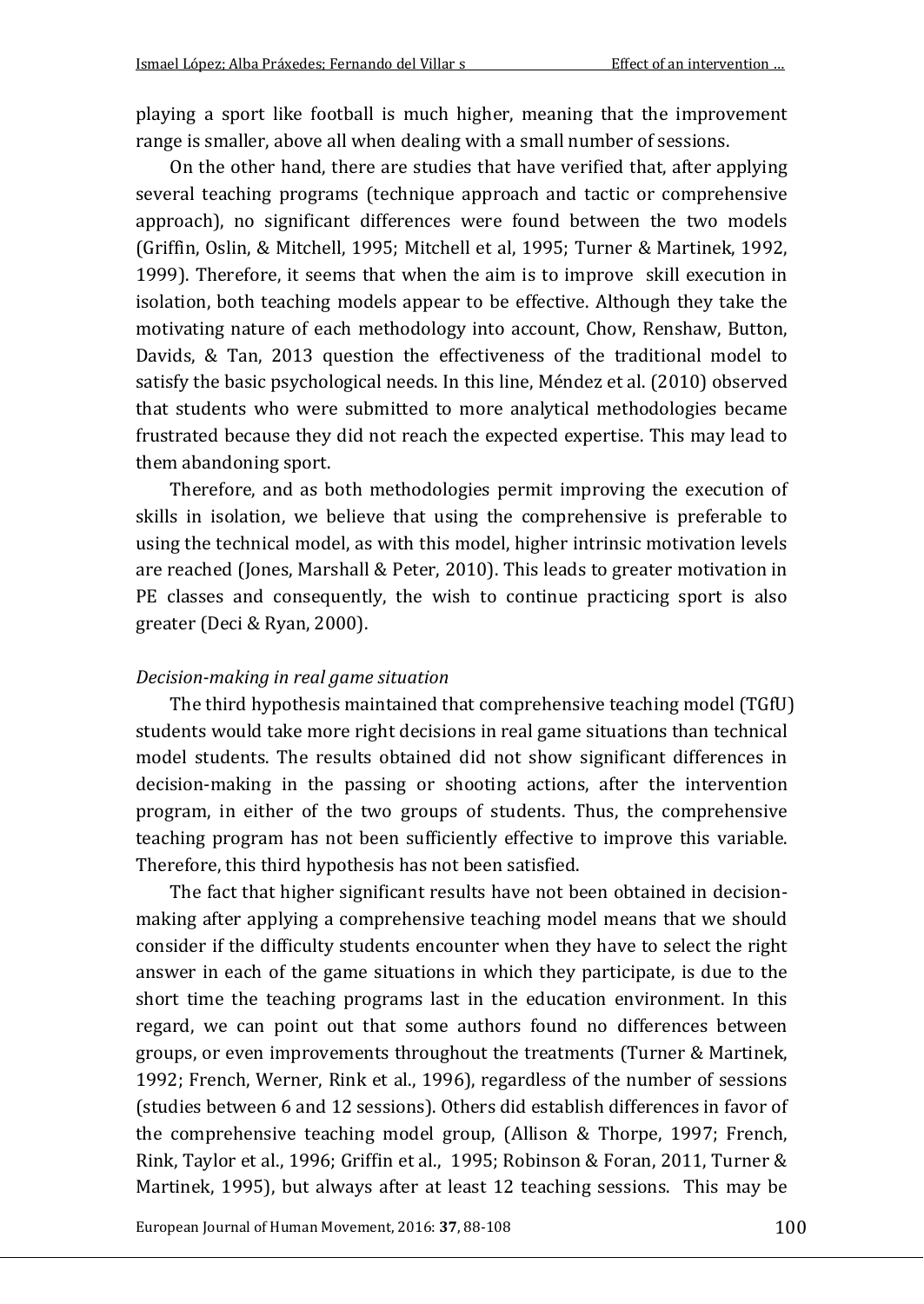playing a sport like football is much higher, meaning that the improvement range is smaller, above all when dealing with a small number of sessions.

On the other hand, there are studies that have verified that, after applying several teaching programs (technique approach and tactic or comprehensive approach), no significant differences were found between the two models (Griffin, Oslin, & Mitchell, 1995; Mitchell et al, 1995; Turner & Martinek, 1992, 1999). Therefore, it seems that when the aim is to improve skill execution in isolation, both teaching models appear to be effective. Although they take the motivating nature of each methodology into account, Chow, Renshaw, Button, Davids, & Tan, 2013 question the effectiveness of the traditional model to satisfy the basic psychological needs. In this line, Méndez et al. (2010) observed that students who were submitted to more analytical methodologies became frustrated because they did not reach the expected expertise. This may lead to them abandoning sport.

Therefore, and as both methodologies permit improving the execution of skills in isolation, we believe that using the comprehensive is preferable to using the technical model, as with this model, higher intrinsic motivation levels are reached (Jones, Marshall & Peter, 2010). This leads to greater motivation in PE classes and consequently, the wish to continue practicing sport is also greater (Deci & Ryan, 2000).

*Decision-making in real game situation*

The third hypothesis maintained that comprehensive teaching model (TGfU) students would take more right decisions in real game situations than technical model students. The results obtained did not show significant differences in decision-making in the passing or shooting actions, after the intervention program, in either of the two groups of students. Thus, the comprehensive teaching program has not been sufficiently effective to improve this variable. Therefore, this third hypothesis has not been satisfied.

The fact that higher significant results have not been obtained in decision-making after applying a comprehensive teaching model means that we should consider if the difficulty students encounter when they have to select the right answer in each of the game situations in which they participate, is due to the short time the teaching programs last in the education environment. In this regard, we can point out that some authors found no differences between groups, or even improvements throughout the treatments (Turner & Martinek, 1992; French, Werner, Rink et al., 1996), regardless of the number of sessions (studies between 6 and 12 sessions). Others did establish differences in favor of the comprehensive teaching model group, (Allison & Thorpe, 1997; French, Rink, Taylor et al., 1996; Griffin et al., 1995; Robinson & Foran, 2011, Turner & Martinek, 1995), but always after at least 12 teaching sessions. This may be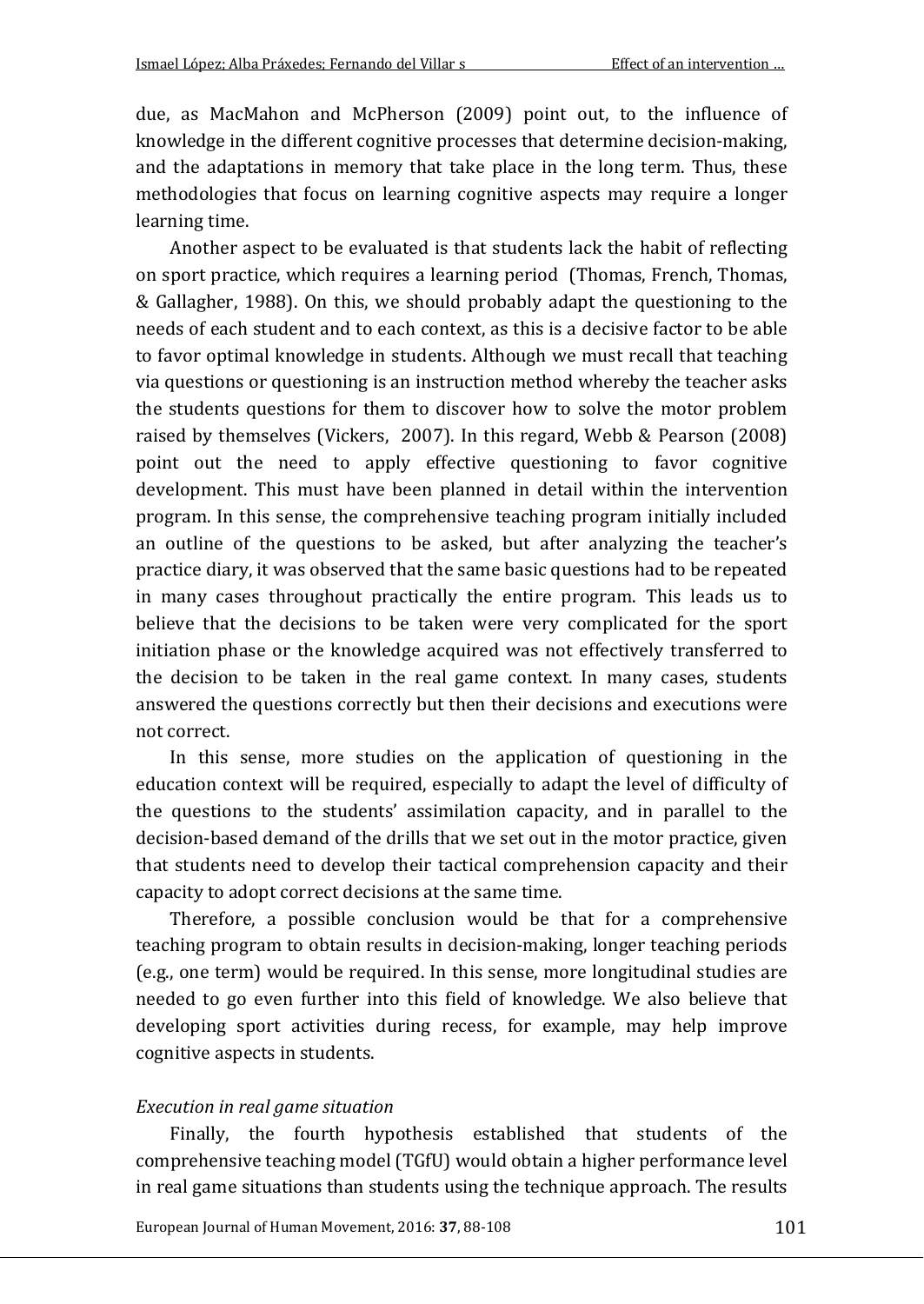due, as MacMahon and McPherson (2009) point out, to the influence of knowledge in the different cognitive processes that determine decision-making, and the adaptations in memory that take place in the long term. Thus, these methodologies that focus on learning cognitive aspects may require a longer learning time.

Another aspect to be evaluated is that students lack the habit of reflecting on sport practice, which requires a learning period (Thomas, French, Thomas, & Gallagher, 1988). On this, we should probably adapt the questioning to the needs of each student and to each context, as this is a decisive factor to be able to favor optimal knowledge in students. Although we must recall that teaching via questions or questioning is an instruction method whereby the teacher asks the students questions for them to discover how to solve the motor problem raised by themselves (Vickers, 2007). In this regard, Webb & Pearson (2008) point out the need to apply effective questioning to favor cognitive development. This must have been planned in detail within the intervention program. In this sense, the comprehensive teaching program initially included an outline of the questions to be asked, but after analyzing the teacher's practice diary, it was observed that the same basic questions had to be repeated in many cases throughout practically the entire program. This leads us to believe that the decisions to be taken were very complicated for the sport initiation phase or the knowledge acquired was not effectively transferred to the decision to be taken in the real game context. In many cases, students answered the questions correctly but then their decisions and executions were not correct.

In this sense, more studies on the application of questioning in the education context will be required, especially to adapt the level of difficulty of the questions to the students' assimilation capacity, and in parallel to the decision-based demand of the drills that we set out in the motor practice, given that students need to develop their tactical comprehension capacity and their capacity to adopt correct decisions at the same time.

Therefore, a possible conclusion would be that for a comprehensive teaching program to obtain results in decision-making, longer teaching periods (e.g., one term) would be required. In this sense, more longitudinal studies are needed to go even further into this field of knowledge. We also believe that developing sport activities during recess, for example, may help improve cognitive aspects in students.

*Execution in real game situation*

Finally, the fourth hypothesis established that students of the comprehensive teaching model (TGfU) would obtain a higher performance level in real game situations than students using the technique approach. The results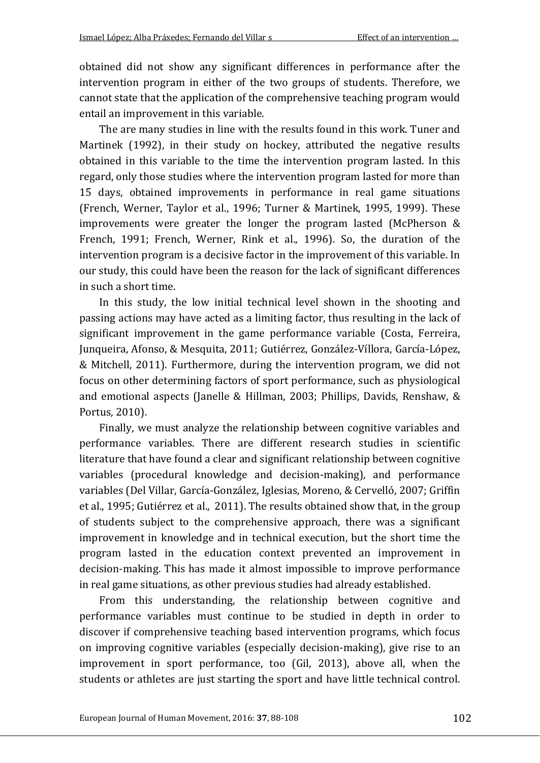obtained did not show any significant differences in performance after the intervention program in either of the two groups of students. Therefore, we cannot state that the application of the comprehensive teaching program would entail an improvement in this variable.

The are many studies in line with the results found in this work. Tuner and Martinek (1992), in their study on hockey, attributed the negative results obtained in this variable to the time the intervention program lasted. In this regard, only those studies where the intervention program lasted for more than 15 days, obtained improvements in performance in real game situations (French, Werner, Taylor et al., 1996; Turner & Martinek, 1995, 1999). These improvements were greater the longer the program lasted (McPherson & French, 1991; French, Werner, Rink et al., 1996). So, the duration of the intervention program is a decisive factor in the improvement of this variable. In our study, this could have been the reason for the lack of significant differences in such a short time.

In this study, the low initial technical level shown in the shooting and passing actions may have acted as a limiting factor, thus resulting in the lack of significant improvement in the game performance variable (Costa, Ferreira, Junqueira, Afonso, & Mesquita, 2011; Gutiérrez, González-Víllora, García-López, & Mitchell, 2011). Furthermore, during the intervention program, we did not focus on other determining factors of sport performance, such as physiological and emotional aspects (Janelle & Hillman, 2003; Phillips, Davids, Renshaw, & Portus, 2010).

Finally, we must analyze the relationship between cognitive variables and performance variables. There are different research studies in scientific literature that have found a clear and significant relationship between cognitive variables (procedural knowledge and decision-making), and performance variables (Del Villar, García-González, Iglesias, Moreno, & Cervelló, 2007; Griffin et al., 1995; Gutiérrez et al., 2011). The results obtained show that, in the group of students subject to the comprehensive approach, there was a significant improvement in knowledge and in technical execution, but the short time the program lasted in the education context prevented an improvement in decision-making. This has made it almost impossible to improve performance in real game situations, as other previous studies had already established.

From this understanding, the relationship between cognitive and performance variables must continue to be studied in depth in order to discover if comprehensive teaching based intervention programs, which focus on improving cognitive variables (especially decision-making), give rise to an improvement in sport performance, too (Gil, 2013), above all, when the students or athletes are just starting the sport and have little technical control.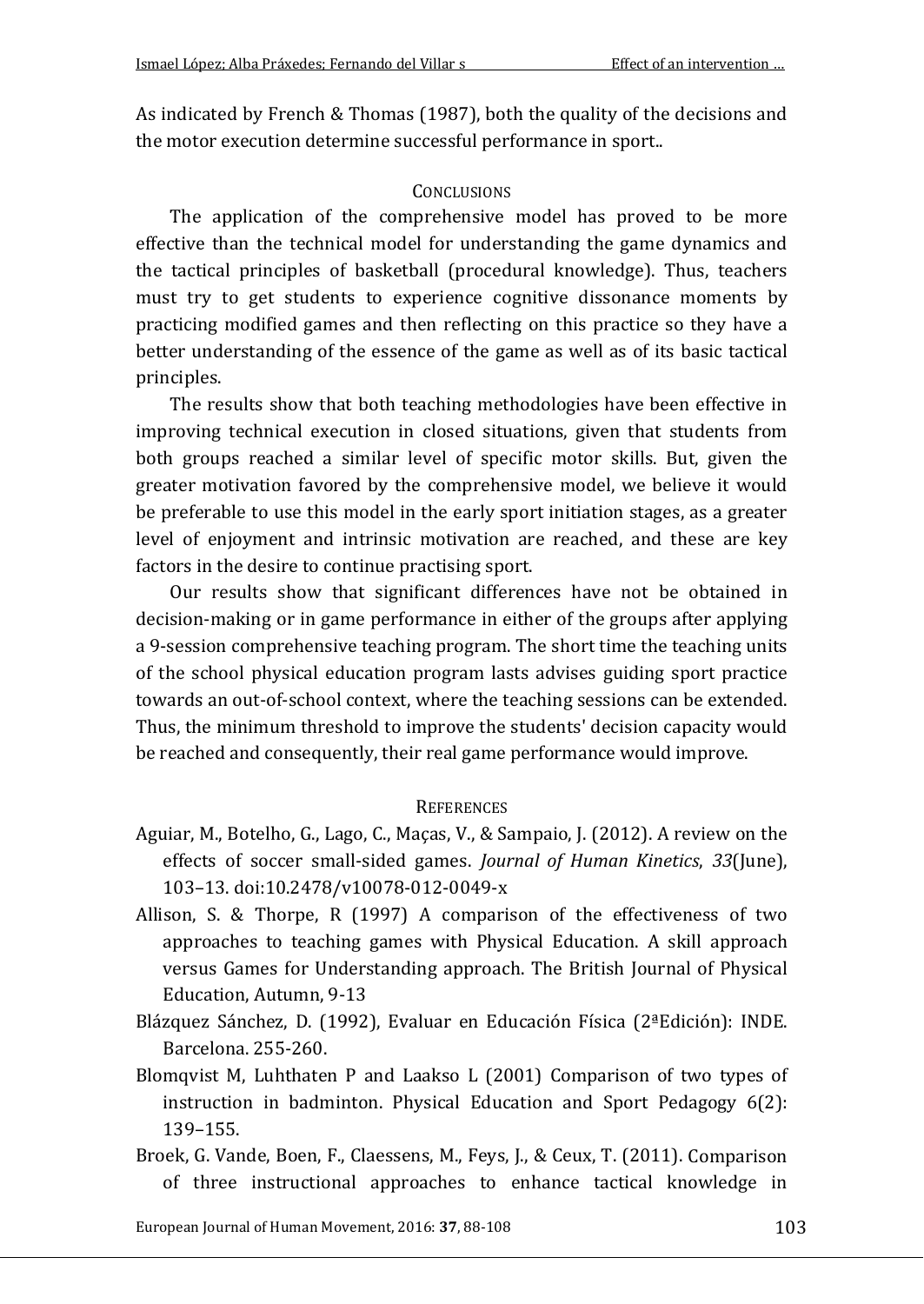As indicated by French & Thomas (1987), both the quality of the decisions and the motor execution determine successful performance in sport..

## CONCLUSIONS

The application of the comprehensive model has proved to be more effective than the technical model for understanding the game dynamics and the tactical principles of basketball (procedural knowledge). Thus, teachers must try to get students to experience cognitive dissonance moments by practicing modified games and then reflecting on this practice so they have a better understanding of the essence of the game as well as of its basic tactical principles.

The results show that both teaching methodologies have been effective in improving technical execution in closed situations, given that students from both groups reached a similar level of specific motor skills. But, given the greater motivation favored by the comprehensive model, we believe it would be preferable to use this model in the early sport initiation stages, as a greater level of enjoyment and intrinsic motivation are reached, and these are key factors in the desire to continue practising sport.

Our results show that significant differences have not be obtained in decision-making or in game performance in either of the groups after applying a 9-session comprehensive teaching program. The short time the teaching units of the school physical education program lasts advises guiding sport practice towards an out-of-school context, where the teaching sessions can be extended. Thus, the minimum threshold to improve the students' decision capacity would be reached and consequently, their real game performance would improve.

## REFERENCES

Aguiar, M., Botelho, G., Lago, C., Maças, V., & Sampaio, J. (2012). A review on the effects of soccer small-sided games. *Journal of Human Kinetics*, *33*(June), 103–13. doi:10.2478/v10078-012-0049-x

Allison, S. & Thorpe, R (1997) A comparison of the effectiveness of two approaches to teaching games with Physical Education. A skill approach versus Games for Understanding approach. The British Journal of Physical Education, Autumn, 9-13

Blázquez Sánchez, D. (1992), Evaluar en Educación Física (2ªEdición): INDE. Barcelona. 255-260.

Blomqvist M, Luhthaten P and Laakso L (2001) Comparison of two types of instruction in badminton. Physical Education and Sport Pedagogy 6(2): 139–155.

Broek, G. Vande, Boen, F., Claessens, M., Feys, J., & Ceux, T. (2011). Comparison of three instructional approaches to enhance tactical knowledge in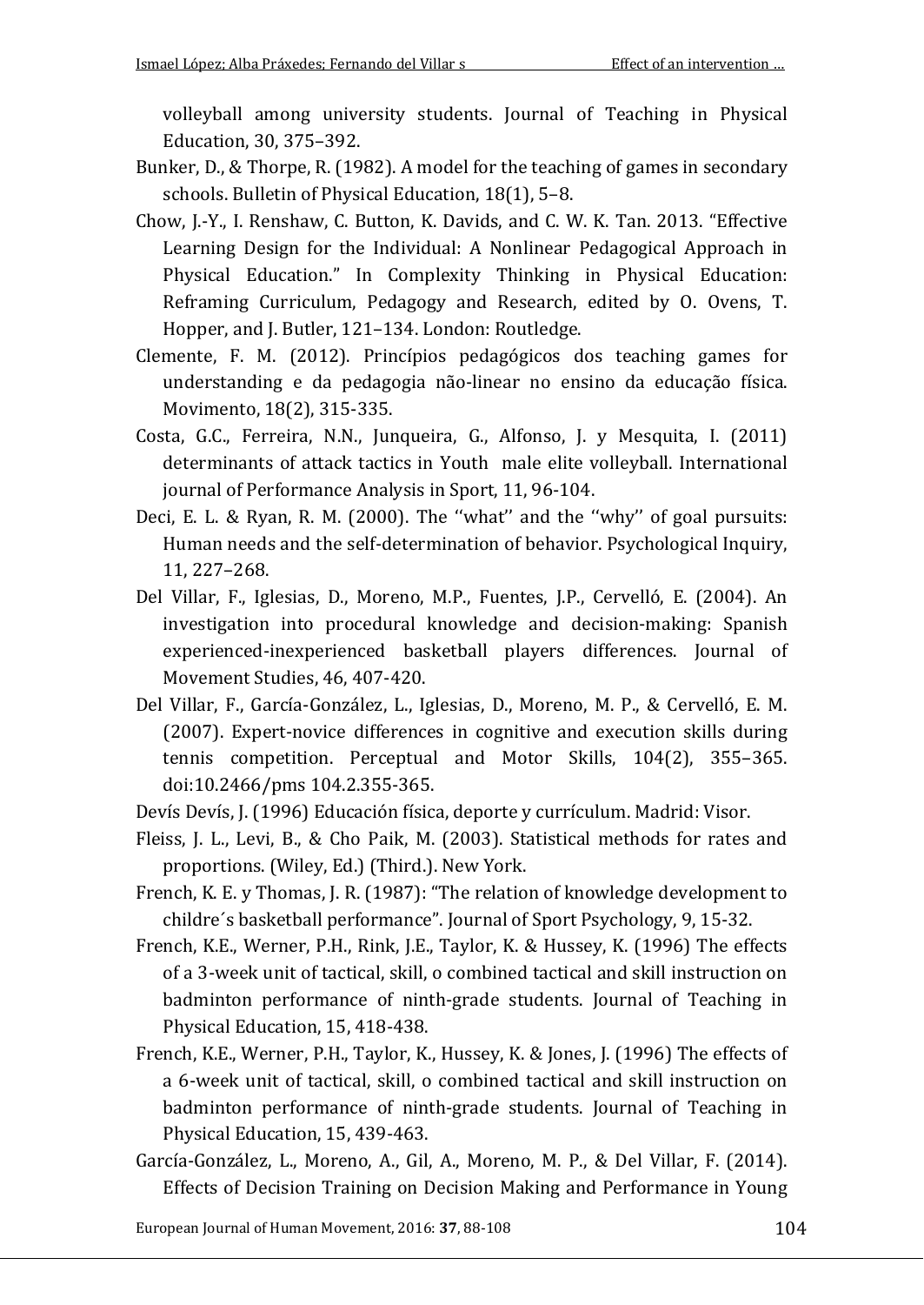volleyball among university students. Journal of Teaching in Physical Education, 30, 375–392.

Bunker, D., & Thorpe, R. (1982). A model for the teaching of games in secondary schools. Bulletin of Physical Education, 18(1), 5–8.

Chow, J.-Y., I. Renshaw, C. Button, K. Davids, and C. W. K. Tan. 2013. "Effective Learning Design for the Individual: A Nonlinear Pedagogical Approach in Physical Education." In Complexity Thinking in Physical Education: Reframing Curriculum, Pedagogy and Research, edited by O. Ovens, T. Hopper, and J. Butler, 121–134. London: Routledge.

Clemente, F. M. (2012). Princípios pedagógicos dos teaching games for understanding e da pedagogia não-linear no ensino da educação física. Movimento, 18(2), 315-335.

Costa, G.C., Ferreira, N.N., Junqueira, G., Alfonso, J. y Mesquita, I. (2011) determinants of attack tactics in Youth male elite volleyball. International journal of Performance Analysis in Sport, 11, 96-104.

Deci, E. L. & Ryan, R. M. (2000). The ''what'' and the ''why'' of goal pursuits: Human needs and the self-determination of behavior. Psychological Inquiry, 11, 227–268.

Del Villar, F., Iglesias, D., Moreno, M.P., Fuentes, J.P., Cervelló, E. (2004). An investigation into procedural knowledge and decision-making: Spanish experienced-inexperienced basketball players differences. Journal of Movement Studies, 46, 407-420.

Del Villar, F., García-González, L., Iglesias, D., Moreno, M. P., & Cervelló, E. M. (2007). Expert-novice differences in cognitive and execution skills during tennis competition. Perceptual and Motor Skills, 104(2), 355–365. doi:10.2466/pms 104.2.355-365.

Devís Devís, J. (1996) Educación física, deporte y currículum. Madrid: Visor.

Fleiss, J. L., Levi, B., & Cho Paik, M. (2003). Statistical methods for rates and proportions. (Wiley, Ed.) (Third.). New York.

French, K. E. y Thomas, J. R. (1987): "The relation of knowledge development to childre´s basketball performance". Journal of Sport Psychology, 9, 15-32.

French, K.E., Werner, P.H., Rink, J.E., Taylor, K. & Hussey, K. (1996) The effects of a 3-week unit of tactical, skill, o combined tactical and skill instruction on badminton performance of ninth-grade students. Journal of Teaching in Physical Education, 15, 418-438.

French, K.E., Werner, P.H., Taylor, K., Hussey, K. & Jones, J. (1996) The effects of a 6-week unit of tactical, skill, o combined tactical and skill instruction on badminton performance of ninth-grade students. Journal of Teaching in Physical Education, 15, 439-463.

García-González, L., Moreno, A., Gil, A., Moreno, M. P., & Del Villar, F. (2014). Effects of Decision Training on Decision Making and Performance in Young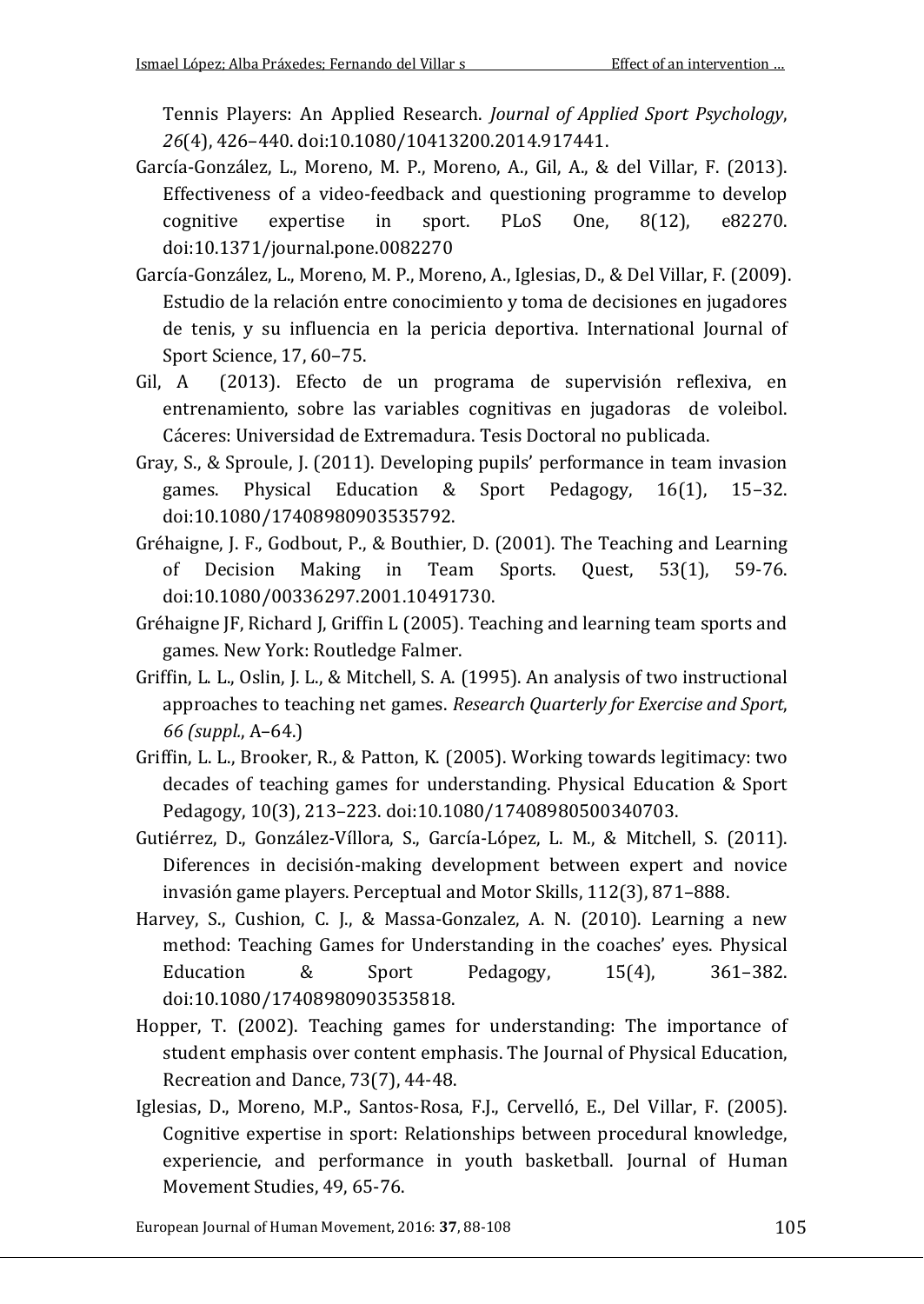Tennis Players: An Applied Research. *Journal of Applied Sport Psychology*, *26*(4), 426–440. doi:10.1080/10413200.2014.917441.

García-González, L., Moreno, M. P., Moreno, A., Gil, A., & del Villar, F. (2013). Effectiveness of a video-feedback and questioning programme to develop cognitive expertise in sport. PLoS One, 8(12), e82270. doi:10.1371/journal.pone.0082270

García-González, L., Moreno, M. P., Moreno, A., Iglesias, D., & Del Villar, F. (2009). Estudio de la relación entre conocimiento y toma de decisiones en jugadores de tenis, y su influencia en la pericia deportiva. International Journal of Sport Science, 17, 60–75.

Gil, A (2013). Efecto de un programa de supervisión reflexiva, en entrenamiento, sobre las variables cognitivas en jugadoras de voleibol. Cáceres: Universidad de Extremadura. Tesis Doctoral no publicada.

Gray, S., & Sproule, J. (2011). Developing pupils' performance in team invasion games. Physical Education & Sport Pedagogy, 16(1), 15–32. doi:10.1080/17408980903535792.

Gréhaigne, J. F., Godbout, P., & Bouthier, D. (2001). The Teaching and Learning of Decision Making in Team Sports. Quest, 53(1), 59-76. doi:10.1080/00336297.2001.10491730.

Gréhaigne JF, Richard J, Griffin L (2005). Teaching and learning team sports and games. New York: Routledge Falmer.

Griffin, L. L., Oslin, J. L., & Mitchell, S. A. (1995). An analysis of two instructional approaches to teaching net games. *Research Quarterly for Exercise and Sport*, *66 (suppl.*, A–64.)

Griffin, L. L., Brooker, R., & Patton, K. (2005). Working towards legitimacy: two decades of teaching games for understanding. Physical Education & Sport Pedagogy, 10(3), 213–223. doi:10.1080/17408980500340703.

Gutiérrez, D., González-Víllora, S., García-López, L. M., & Mitchell, S. (2011). Diferences in decisión-making development between expert and novice invasión game players. Perceptual and Motor Skills, 112(3), 871–888.

Harvey, S., Cushion, C. J., & Massa-Gonzalez, A. N. (2010). Learning a new method: Teaching Games for Understanding in the coaches' eyes. Physical Education & Sport Pedagogy, 15(4), 361–382. doi:10.1080/17408980903535818.

Hopper, T. (2002). Teaching games for understanding: The importance of student emphasis over content emphasis. The Journal of Physical Education, Recreation and Dance, 73(7), 44-48.

Iglesias, D., Moreno, M.P., Santos-Rosa, F.J., Cervelló, E., Del Villar, F. (2005). Cognitive expertise in sport: Relationships between procedural knowledge, experiencie, and performance in youth basketball. Journal of Human Movement Studies, 49, 65-76.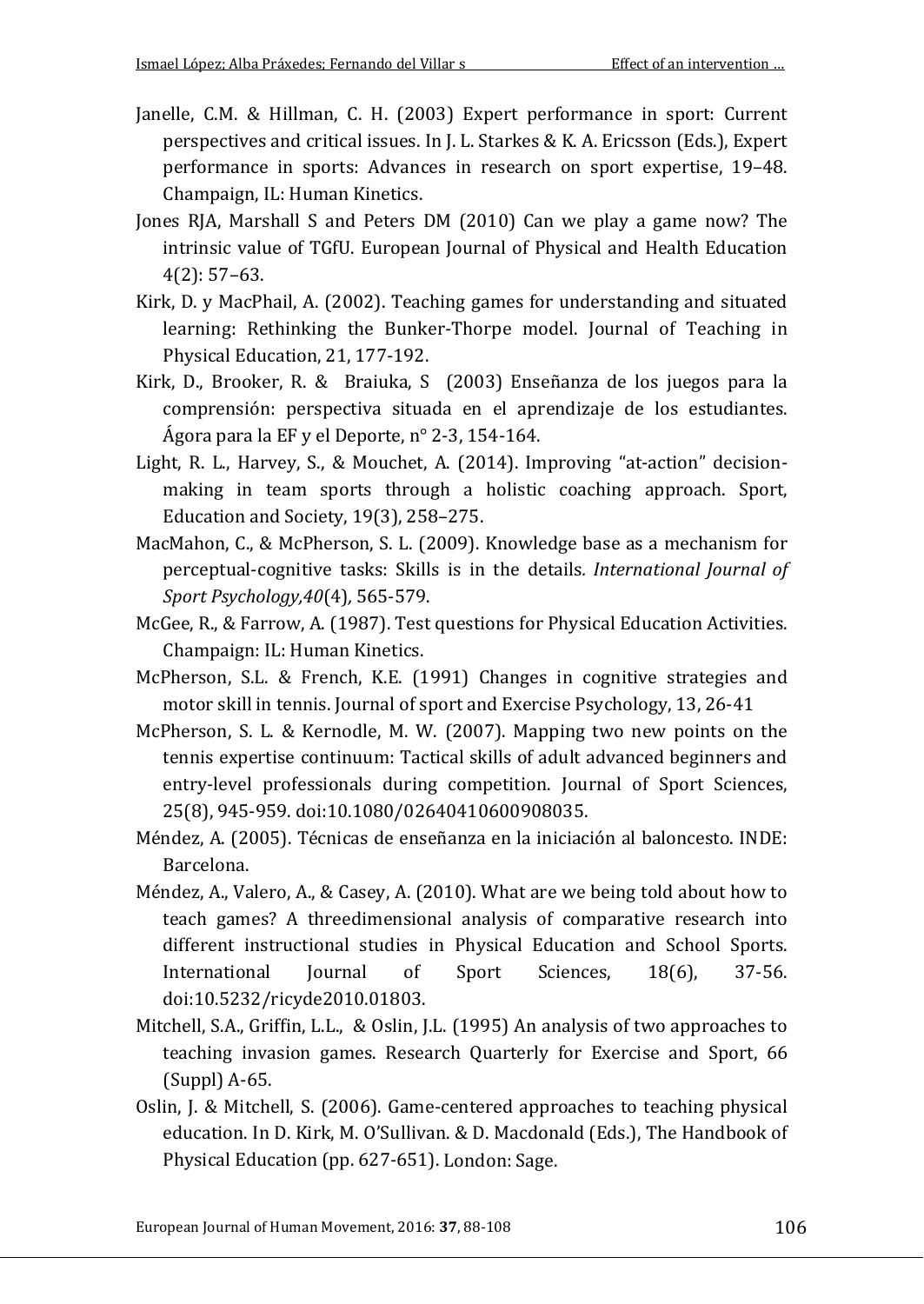Janelle, C.M. & Hillman, C. H. (2003) Expert performance in sport: Current perspectives and critical issues. In J. L. Starkes & K. A. Ericsson (Eds.), Expert performance in sports: Advances in research on sport expertise, 19–48. Champaign, IL: Human Kinetics.

Jones RJA, Marshall S and Peters DM (2010) Can we play a game now? The intrinsic value of TGfU. European Journal of Physical and Health Education 4(2): 57–63.

Kirk, D. y MacPhail, A. (2002). Teaching games for understanding and situated learning: Rethinking the Bunker-Thorpe model. Journal of Teaching in Physical Education, 21, 177-192.

Kirk, D., Brooker, R. & Braiuka, S (2003) Enseñanza de los juegos para la comprensión: perspectiva situada en el aprendizaje de los estudiantes. Ágora para la EF y el Deporte, n° 2-3, 154-164.

Light, R. L., Harvey, S., & Mouchet, A. (2014). Improving "at-action" decision-making in team sports through a holistic coaching approach. Sport, Education and Society, 19(3), 258–275.

MacMahon, C., & McPherson, S. L. (2009). Knowledge base as a mechanism for perceptual-cognitive tasks: Skills is in the details*. International Journal of Sport Psychology,40*(4)*,* 565-579.

McGee, R., & Farrow, A. (1987). Test questions for Physical Education Activities. Champaign: IL: Human Kinetics.

McPherson, S.L. & French, K.E. (1991) Changes in cognitive strategies and motor skill in tennis. Journal of sport and Exercise Psychology, 13, 26-41

McPherson, S. L. & Kernodle, M. W. (2007). Mapping two new points on the tennis expertise continuum: Tactical skills of adult advanced beginners and entry-level professionals during competition. Journal of Sport Sciences, 25(8), 945-959. doi:10.1080/02640410600908035.

Méndez, A. (2005). Técnicas de enseñanza en la iniciación al baloncesto. INDE: Barcelona.

Méndez, A., Valero, A., & Casey, A. (2010). What are we being told about how to teach games? A threedimensional analysis of comparative research into different instructional studies in Physical Education and School Sports. International Journal of Sport Sciences, 18(6), 37-56. doi:10.5232/ricyde2010.01803.

Mitchell, S.A., Griffin, L.L., & Oslin, J.L. (1995) An analysis of two approaches to teaching invasion games. Research Quarterly for Exercise and Sport, 66 (Suppl) A-65.

Oslin, J. & Mitchell, S. (2006). Game-centered approaches to teaching physical education. In D. Kirk, M. O'Sullivan. & D. Macdonald (Eds.), The Handbook of Physical Education (pp. 627-651). London: Sage.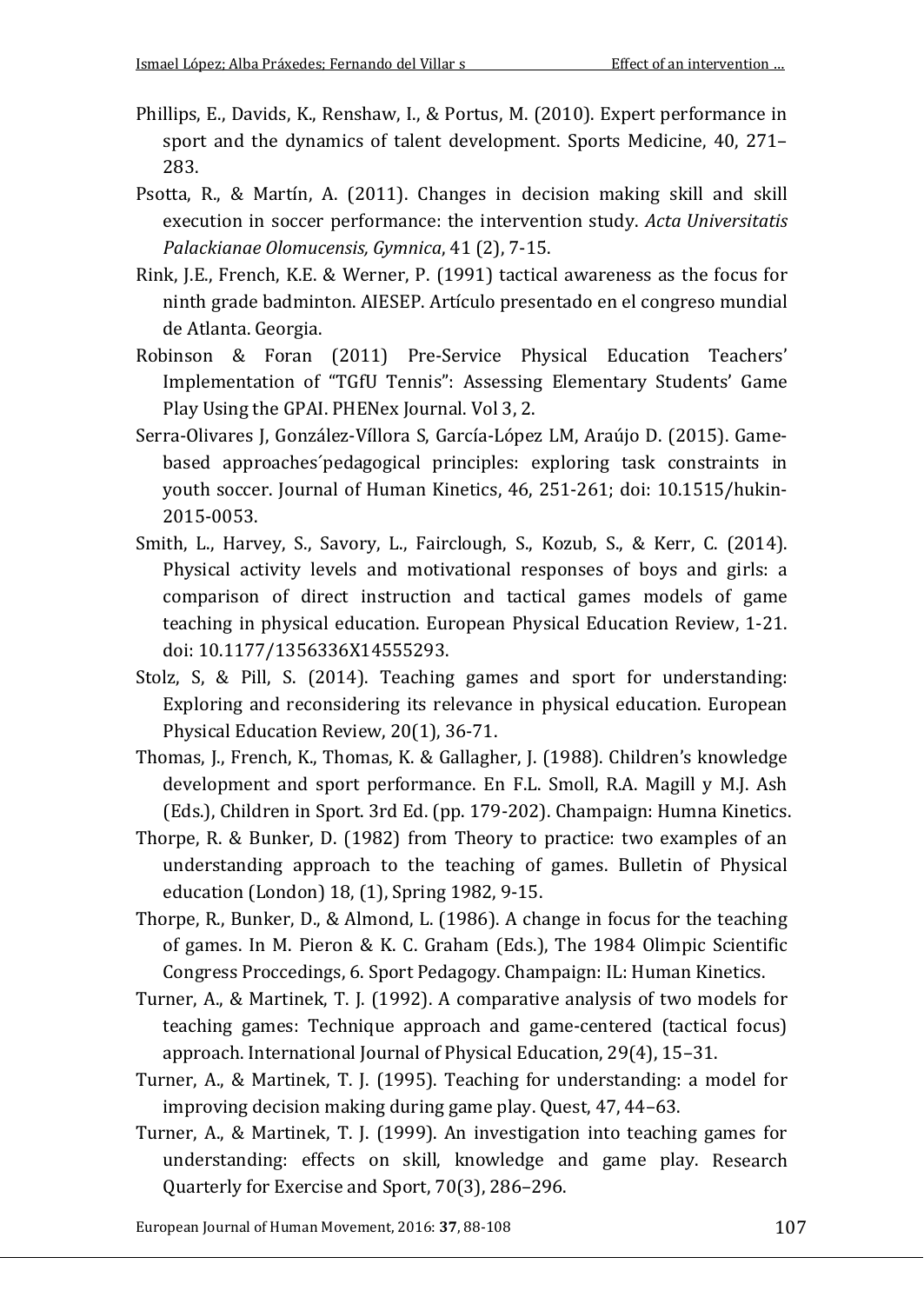Phillips, E., Davids, K., Renshaw, I., & Portus, M. (2010). Expert performance in sport and the dynamics of talent development. Sports Medicine, 40, 271–283.

Psotta, R., & Martín, A. (2011). Changes in decision making skill and skill execution in soccer performance: the intervention study. *Acta Universitatis Palackianae Olomucensis, Gymnica*, 41 (2), 7-15.

Rink, J.E., French, K.E. & Werner, P. (1991) tactical awareness as the focus for ninth grade badminton. AIESEP. Artículo presentado en el congreso mundial de Atlanta. Georgia.

Robinson & Foran (2011) Pre-Service Physical Education Teachers' Implementation of "TGfU Tennis": Assessing Elementary Students' Game Play Using the GPAI. PHENex Journal. Vol 3, 2.

Serra-Olivares J, González-Víllora S, García-López LM, Araújo D. (2015). Game-based approaches´pedagogical principles: exploring task constraints in youth soccer. Journal of Human Kinetics, 46, 251-261; doi: 10.1515/hukin-2015-0053.

Smith, L., Harvey, S., Savory, L., Fairclough, S., Kozub, S., & Kerr, C. (2014). Physical activity levels and motivational responses of boys and girls: a comparison of direct instruction and tactical games models of game teaching in physical education. European Physical Education Review, 1-21. doi: 10.1177/1356336X14555293.

Stolz, S, & Pill, S. (2014). Teaching games and sport for understanding: Exploring and reconsidering its relevance in physical education. European Physical Education Review, 20(1), 36-71.

Thomas, J., French, K., Thomas, K. & Gallagher, J. (1988). Children's knowledge development and sport performance. En F.L. Smoll, R.A. Magill y M.J. Ash (Eds.), Children in Sport. 3rd Ed. (pp. 179-202). Champaign: Humna Kinetics.

Thorpe, R. & Bunker, D. (1982) from Theory to practice: two examples of an understanding approach to the teaching of games. Bulletin of Physical education (London) 18, (1), Spring 1982, 9-15.

Thorpe, R., Bunker, D., & Almond, L. (1986). A change in focus for the teaching of games. In M. Pieron & K. C. Graham (Eds.), The 1984 Olimpic Scientific Congress Proccedings, 6. Sport Pedagogy. Champaign: IL: Human Kinetics.

Turner, A., & Martinek, T. J. (1992). A comparative analysis of two models for teaching games: Technique approach and game-centered (tactical focus) approach. International Journal of Physical Education, 29(4), 15–31.

Turner, A., & Martinek, T. J. (1995). Teaching for understanding: a model for improving decision making during game play. Quest, 47, 44–63.

Turner, A., & Martinek, T. J. (1999). An investigation into teaching games for understanding: effects on skill, knowledge and game play. Research Quarterly for Exercise and Sport, 70(3), 286–296.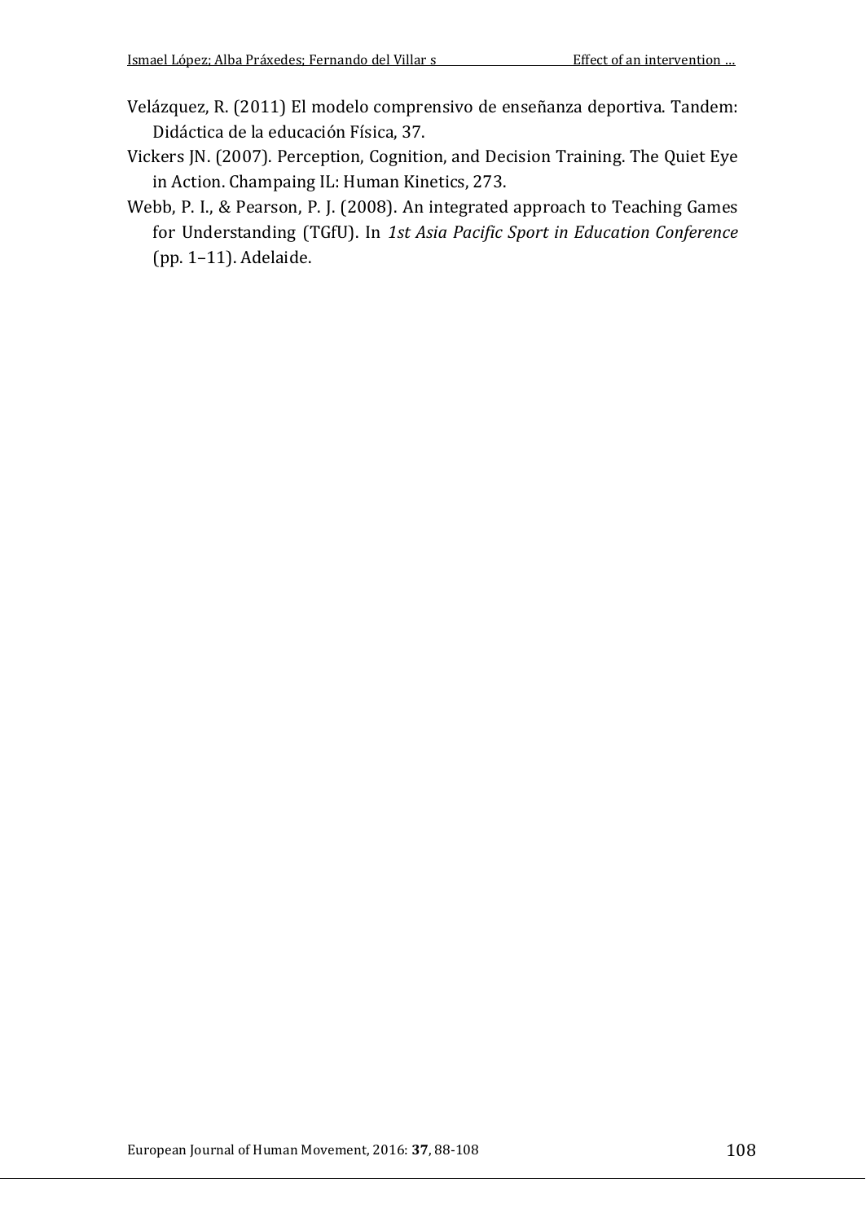Velázquez, R. (2011) El modelo comprensivo de enseñanza deportiva. Tandem: Didáctica de la educación Física, 37.

Vickers JN. (2007). Perception, Cognition, and Decision Training. The Quiet Eye in Action. Champaing IL: Human Kinetics, 273.

Webb, P. I., & Pearson, P. J. (2008). An integrated approach to Teaching Games for Understanding (TGfU). In *1st Asia Pacific Sport in Education Conference* (pp. 1–11). Adelaide.